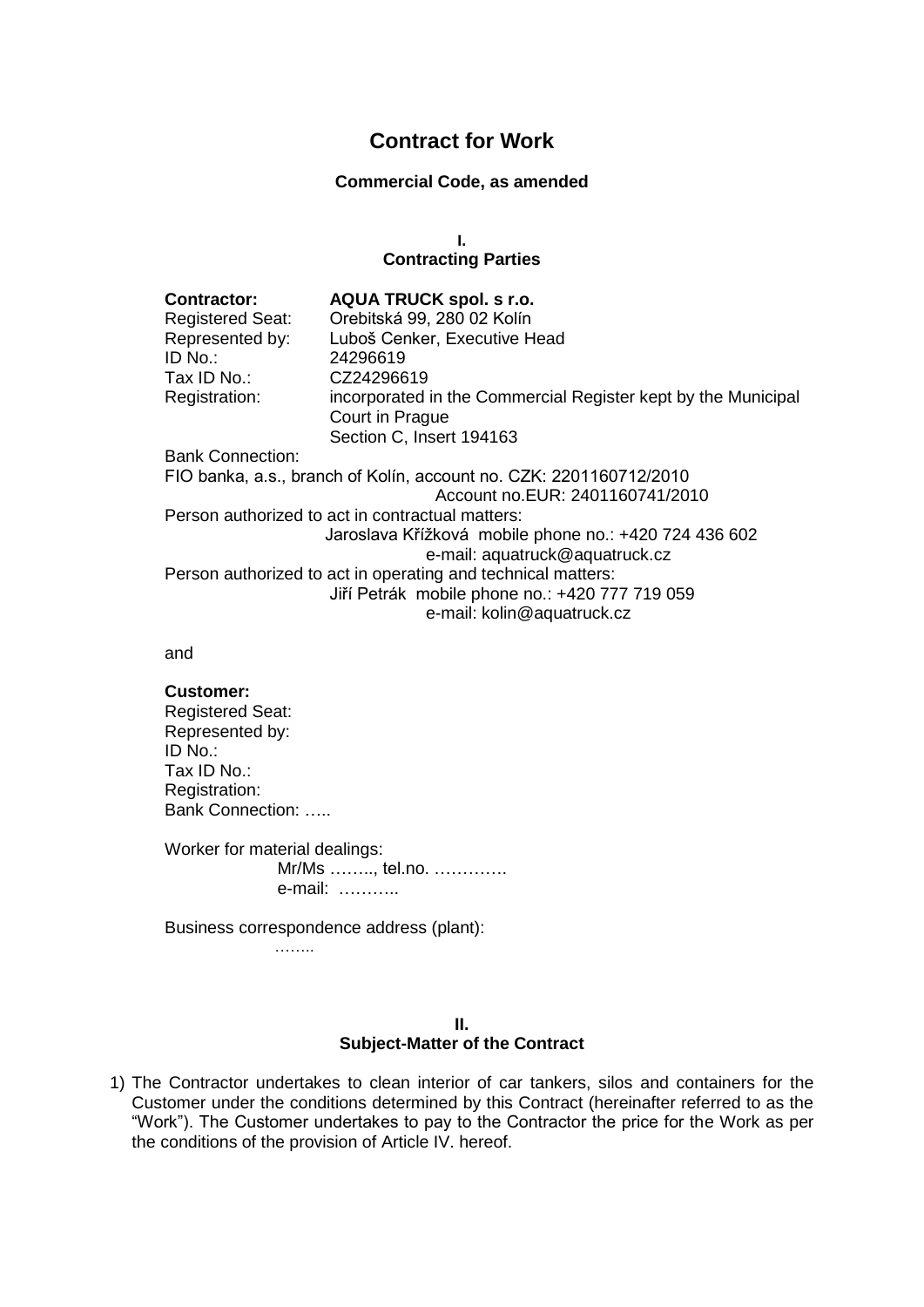# Contract for Work

**Commercial Code, as amended**

## I.
## Contracting Parties

**Contractor:** **AQUA TRUCK spol. s r.o.**
Registered Seat: Orebitská 99, 280 02 Kolín
Represented by: Luboš Cenker, Executive Head
ID No.: 24296619
Tax ID No.: CZ24296619
Registration: incorporated in the Commercial Register kept by the Municipal Court in Prague
Section C, Insert 194163

Bank Connection:
FIO banka, a.s., branch of Kolín, account no. CZK: 2201160712/2010
Account no.EUR: 2401160741/2010

Person authorized to act in contractual matters:
Jaroslava Křížková mobile phone no.: +420 724 436 602
e-mail: aquatruck@aquatruck.cz

Person authorized to act in operating and technical matters:
Jiří Petrák mobile phone no.: +420 777 719 059
e-mail: kolin@aquatruck.cz

and

**Customer:**
Registered Seat:
Represented by:
ID No.:
Tax ID No.:
Registration:
Bank Connection: …..

Worker for material dealings:
Mr/Ms …….., tel.no. ………….
e-mail: ………..

Business correspondence address (plant):
……..

## II.
## Subject-Matter of the Contract

1) The Contractor undertakes to clean interior of car tankers, silos and containers for the Customer under the conditions determined by this Contract (hereinafter referred to as the "Work"). The Customer undertakes to pay to the Contractor the price for the Work as per the conditions of the provision of Article IV. hereof.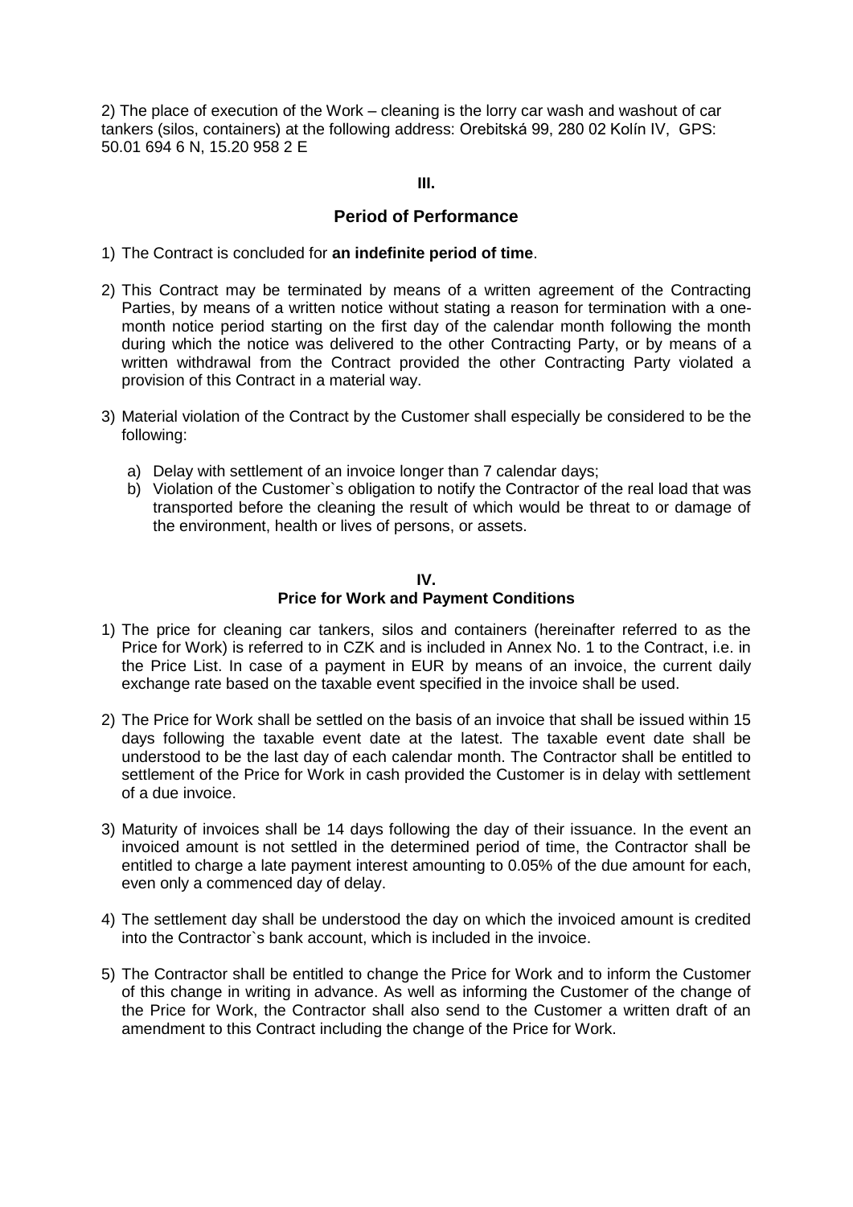2) The place of execution of the Work – cleaning is the lorry car wash and washout of car tankers (silos, containers) at the following address: Orebitská 99, 280 02 Kolín IV, GPS: 50.01 694 6 N, 15.20 958 2 E

**III.**

## Period of Performance

1) The Contract is concluded for **an indefinite period of time**.

2) This Contract may be terminated by means of a written agreement of the Contracting Parties, by means of a written notice without stating a reason for termination with a one-month notice period starting on the first day of the calendar month following the month during which the notice was delivered to the other Contracting Party, or by means of a written withdrawal from the Contract provided the other Contracting Party violated a provision of this Contract in a material way.

3) Material violation of the Contract by the Customer shall especially be considered to be the following:

   a) Delay with settlement of an invoice longer than 7 calendar days;
   b) Violation of the Customer`s obligation to notify the Contractor of the real load that was transported before the cleaning the result of which would be threat to or damage of the environment, health or lives of persons, or assets.

**IV.**

## Price for Work and Payment Conditions

1) The price for cleaning car tankers, silos and containers (hereinafter referred to as the Price for Work) is referred to in CZK and is included in Annex No. 1 to the Contract, i.e. in the Price List. In case of a payment in EUR by means of an invoice, the current daily exchange rate based on the taxable event specified in the invoice shall be used.

2) The Price for Work shall be settled on the basis of an invoice that shall be issued within 15 days following the taxable event date at the latest. The taxable event date shall be understood to be the last day of each calendar month. The Contractor shall be entitled to settlement of the Price for Work in cash provided the Customer is in delay with settlement of a due invoice.

3) Maturity of invoices shall be 14 days following the day of their issuance. In the event an invoiced amount is not settled in the determined period of time, the Contractor shall be entitled to charge a late payment interest amounting to 0.05% of the due amount for each, even only a commenced day of delay.

4) The settlement day shall be understood the day on which the invoiced amount is credited into the Contractor`s bank account, which is included in the invoice.

5) The Contractor shall be entitled to change the Price for Work and to inform the Customer of this change in writing in advance. As well as informing the Customer of the change of the Price for Work, the Contractor shall also send to the Customer a written draft of an amendment to this Contract including the change of the Price for Work.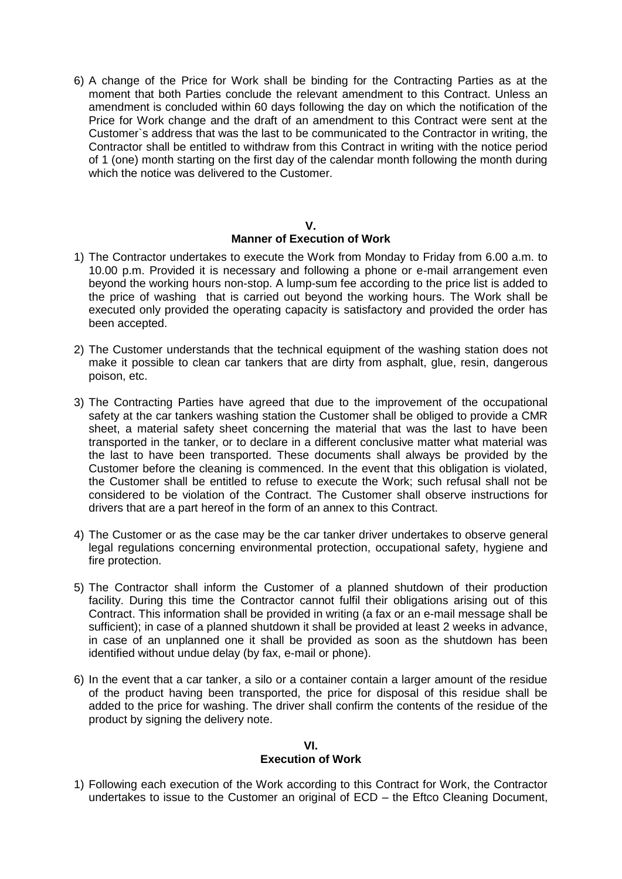6) A change of the Price for Work shall be binding for the Contracting Parties as at the moment that both Parties conclude the relevant amendment to this Contract. Unless an amendment is concluded within 60 days following the day on which the notification of the Price for Work change and the draft of an amendment to this Contract were sent at the Customer`s address that was the last to be communicated to the Contractor in writing, the Contractor shall be entitled to withdraw from this Contract in writing with the notice period of 1 (one) month starting on the first day of the calendar month following the month during which the notice was delivered to the Customer.

## V.
## Manner of Execution of Work

1) The Contractor undertakes to execute the Work from Monday to Friday from 6.00 a.m. to 10.00 p.m. Provided it is necessary and following a phone or e-mail arrangement even beyond the working hours non-stop. A lump-sum fee according to the price list is added to the price of washing that is carried out beyond the working hours. The Work shall be executed only provided the operating capacity is satisfactory and provided the order has been accepted.

2) The Customer understands that the technical equipment of the washing station does not make it possible to clean car tankers that are dirty from asphalt, glue, resin, dangerous poison, etc.

3) The Contracting Parties have agreed that due to the improvement of the occupational safety at the car tankers washing station the Customer shall be obliged to provide a CMR sheet, a material safety sheet concerning the material that was the last to have been transported in the tanker, or to declare in a different conclusive matter what material was the last to have been transported. These documents shall always be provided by the Customer before the cleaning is commenced. In the event that this obligation is violated, the Customer shall be entitled to refuse to execute the Work; such refusal shall not be considered to be violation of the Contract. The Customer shall observe instructions for drivers that are a part hereof in the form of an annex to this Contract.

4) The Customer or as the case may be the car tanker driver undertakes to observe general legal regulations concerning environmental protection, occupational safety, hygiene and fire protection.

5) The Contractor shall inform the Customer of a planned shutdown of their production facility. During this time the Contractor cannot fulfil their obligations arising out of this Contract. This information shall be provided in writing (a fax or an e-mail message shall be sufficient); in case of a planned shutdown it shall be provided at least 2 weeks in advance, in case of an unplanned one it shall be provided as soon as the shutdown has been identified without undue delay (by fax, e-mail or phone).

6) In the event that a car tanker, a silo or a container contain a larger amount of the residue of the product having been transported, the price for disposal of this residue shall be added to the price for washing. The driver shall confirm the contents of the residue of the product by signing the delivery note.

## VI.
## Execution of Work

1) Following each execution of the Work according to this Contract for Work, the Contractor undertakes to issue to the Customer an original of ECD – the Eftco Cleaning Document,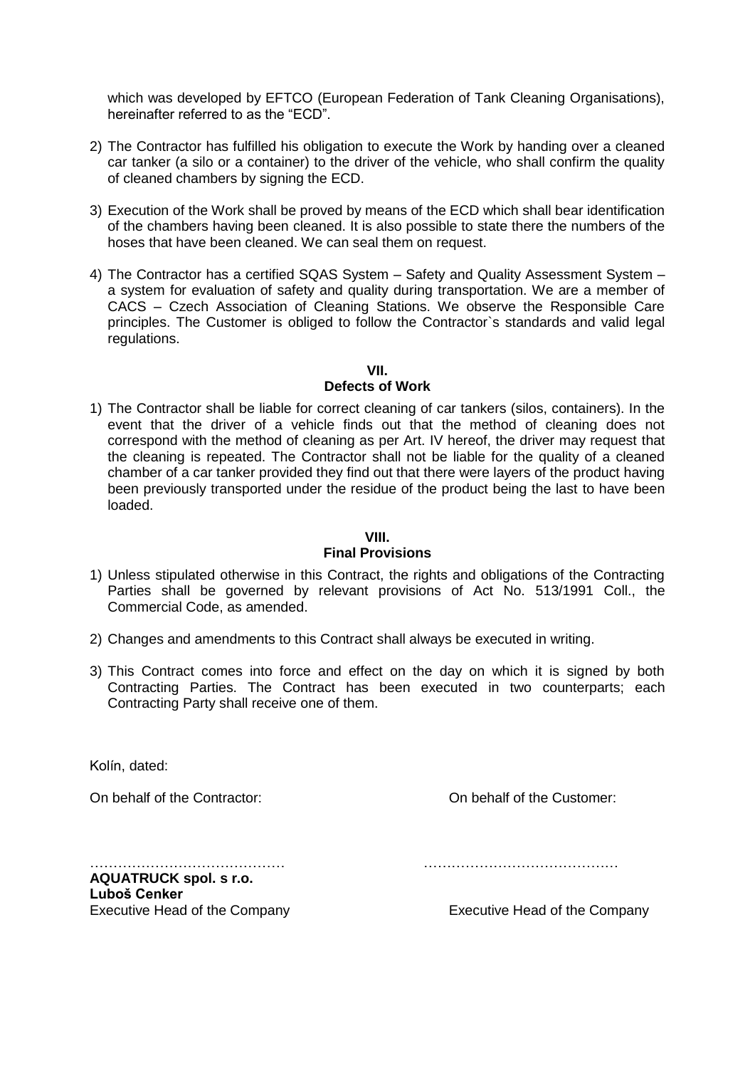which was developed by EFTCO (European Federation of Tank Cleaning Organisations), hereinafter referred to as the "ECD".

2) The Contractor has fulfilled his obligation to execute the Work by handing over a cleaned car tanker (a silo or a container) to the driver of the vehicle, who shall confirm the quality of cleaned chambers by signing the ECD.

3) Execution of the Work shall be proved by means of the ECD which shall bear identification of the chambers having been cleaned. It is also possible to state there the numbers of the hoses that have been cleaned. We can seal them on request.

4) The Contractor has a certified SQAS System – Safety and Quality Assessment System – a system for evaluation of safety and quality during transportation. We are a member of CACS – Czech Association of Cleaning Stations. We observe the Responsible Care principles. The Customer is obliged to follow the Contractor`s standards and valid legal regulations.

## VII.
## Defects of Work

1) The Contractor shall be liable for correct cleaning of car tankers (silos, containers). In the event that the driver of a vehicle finds out that the method of cleaning does not correspond with the method of cleaning as per Art. IV hereof, the driver may request that the cleaning is repeated. The Contractor shall not be liable for the quality of a cleaned chamber of a car tanker provided they find out that there were layers of the product having been previously transported under the residue of the product being the last to have been loaded.

## VIII.
## Final Provisions

1) Unless stipulated otherwise in this Contract, the rights and obligations of the Contracting Parties shall be governed by relevant provisions of Act No. 513/1991 Coll., the Commercial Code, as amended.

2) Changes and amendments to this Contract shall always be executed in writing.

3) This Contract comes into force and effect on the day on which it is signed by both Contracting Parties. The Contract has been executed in two counterparts; each Contracting Party shall receive one of them.

Kolín, dated:

On behalf of the Contractor: On behalf of the Customer:

…………………………………… ……………………………………

**AQUATRUCK spol. s r.o.**
**Luboš Cenker**
Executive Head of the Company

Executive Head of the Company